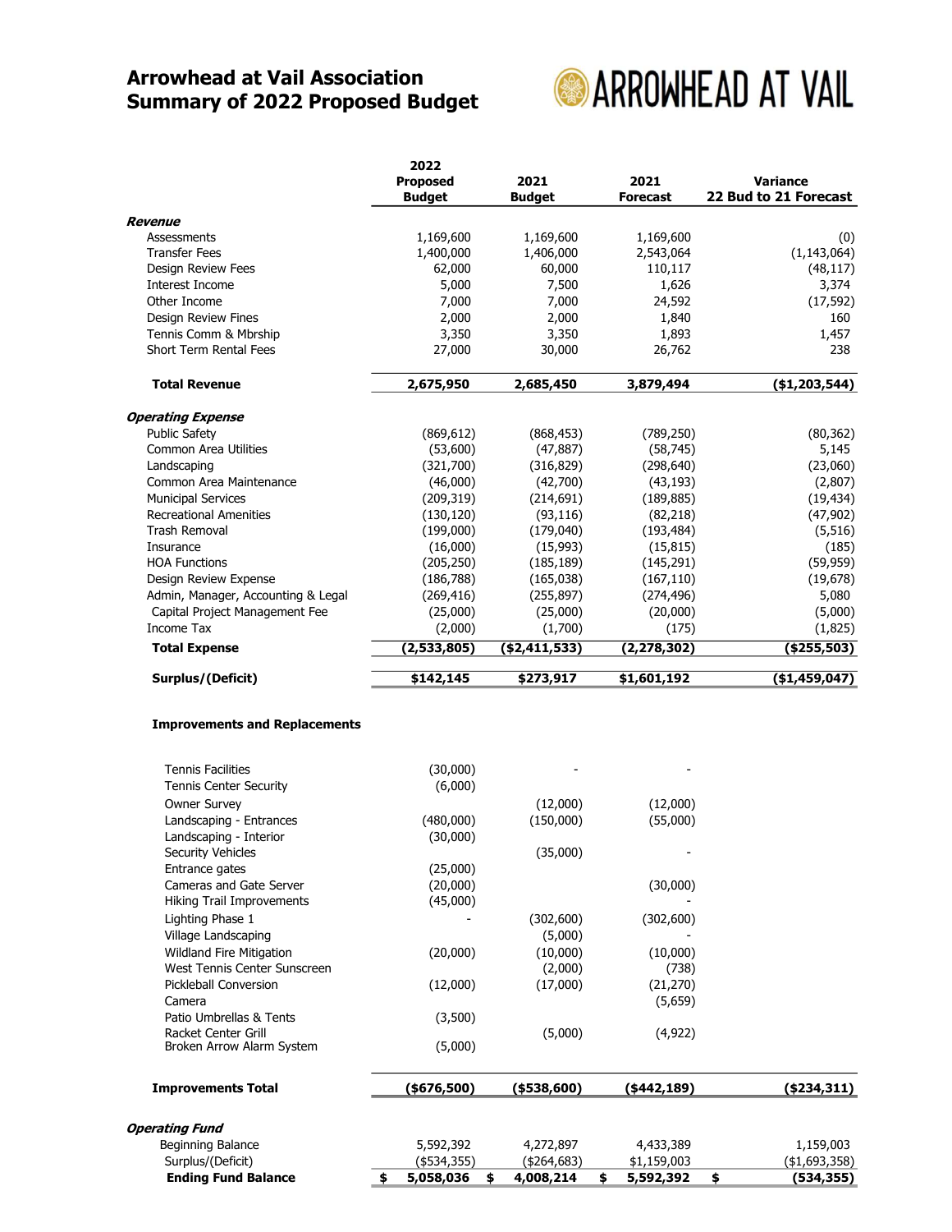# Arrowhead at Vail Association
# Summary of 2022 Proposed Budget

ARROWHEAD AT VAIL

| | 2022 Proposed Budget | 2021 Budget | 2021 Forecast | Variance 22 Bud to 21 Forecast |
|---|---|---|---|---|
| ***Revenue*** | | | | |
| Assessments | 1,169,600 | 1,169,600 | 1,169,600 | (0) |
| Transfer Fees | 1,400,000 | 1,406,000 | 2,543,064 | (1,143,064) |
| Design Review Fees | 62,000 | 60,000 | 110,117 | (48,117) |
| Interest Income | 5,000 | 7,500 | 1,626 | 3,374 |
| Other Income | 7,000 | 7,000 | 24,592 | (17,592) |
| Design Review Fines | 2,000 | 2,000 | 1,840 | 160 |
| Tennis Comm & Mbrship | 3,350 | 3,350 | 1,893 | 1,457 |
| Short Term Rental Fees | 27,000 | 30,000 | 26,762 | 238 |
| **Total Revenue** | **2,675,950** | **2,685,450** | **3,879,494** | **($1,203,544)** |
| ***Operating Expense*** | | | | |
| Public Safety | (869,612) | (868,453) | (789,250) | (80,362) |
| Common Area Utilities | (53,600) | (47,887) | (58,745) | 5,145 |
| Landscaping | (321,700) | (316,829) | (298,640) | (23,060) |
| Common Area Maintenance | (46,000) | (42,700) | (43,193) | (2,807) |
| Municipal Services | (209,319) | (214,691) | (189,885) | (19,434) |
| Recreational Amenities | (130,120) | (93,116) | (82,218) | (47,902) |
| Trash Removal | (199,000) | (179,040) | (193,484) | (5,516) |
| Insurance | (16,000) | (15,993) | (15,815) | (185) |
| HOA Functions | (205,250) | (185,189) | (145,291) | (59,959) |
| Design Review Expense | (186,788) | (165,038) | (167,110) | (19,678) |
| Admin, Manager, Accounting & Legal | (269,416) | (255,897) | (274,496) | 5,080 |
| Capital Project Management Fee | (25,000) | (25,000) | (20,000) | (5,000) |
| Income Tax | (2,000) | (1,700) | (175) | (1,825) |
| **Total Expense** | **(2,533,805)** | **($2,411,533)** | **(2,278,302)** | **($255,503)** |
| **Surplus/(Deficit)** | **$142,145** | **$273,917** | **$1,601,192** | **($1,459,047)** |
| **Improvements and Replacements** | | | | |
| Tennis Facilities | (30,000) | - | - | |
| Tennis Center Security | (6,000) | | | |
| Owner Survey | | (12,000) | (12,000) | |
| Landscaping - Entrances | (480,000) | (150,000) | (55,000) | |
| Landscaping - Interior | (30,000) | | | |
| Security Vehicles | | (35,000) | - | |
| Entrance gates | (25,000) | | | |
| Cameras and Gate Server | (20,000) | | (30,000) | |
| Hiking Trail Improvements | (45,000) | | - | |
| Lighting Phase 1 | - | (302,600) | (302,600) | |
| Village Landscaping | | (5,000) | - | |
| Wildland Fire Mitigation | (20,000) | (10,000) | (10,000) | |
| West Tennis Center Sunscreen | | (2,000) | (738) | |
| Pickleball Conversion | (12,000) | (17,000) | (21,270) | |
| Camera | | | (5,659) | |
| Patio Umbrellas & Tents | (3,500) | | | |
| Racket Center Grill | | (5,000) | (4,922) | |
| Broken Arrow Alarm System | (5,000) | | | |
| **Improvements Total** | **($676,500)** | **($538,600)** | **($442,189)** | **($234,311)** |
| ***Operating Fund*** | | | | |
| Beginning Balance | 5,592,392 | 4,272,897 | 4,433,389 | 1,159,003 |
| Surplus/(Deficit) | ($534,355) | ($264,683) | $1,159,003 | ($1,693,358) |
| **Ending Fund Balance** | **$ 5,058,036** | **$ 4,008,214** | **$ 5,592,392** | **$ (534,355)** |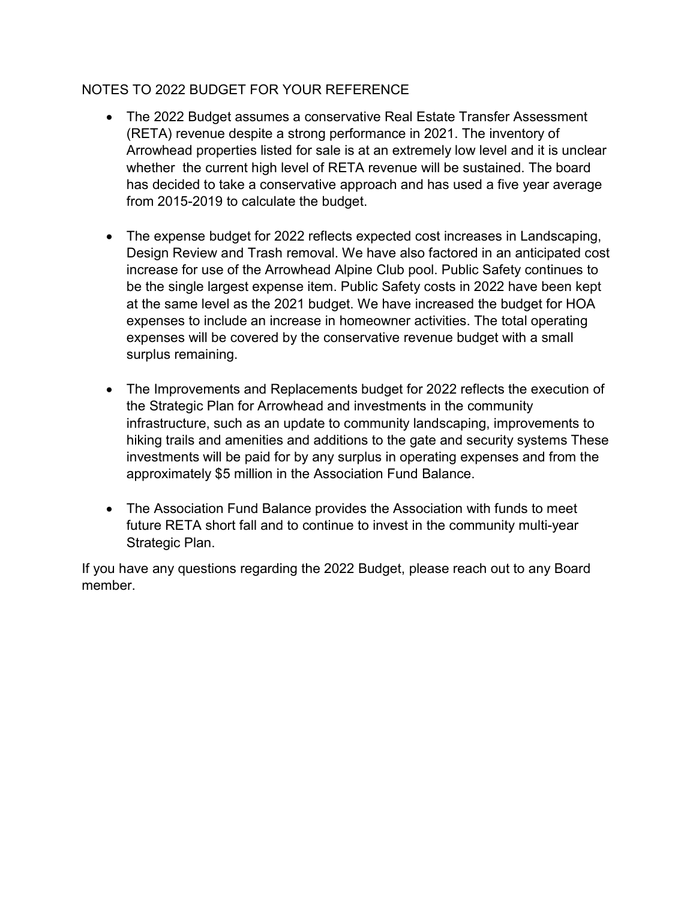NOTES TO 2022 BUDGET FOR YOUR REFERENCE

- The 2022 Budget assumes a conservative Real Estate Transfer Assessment (RETA) revenue despite a strong performance in 2021. The inventory of Arrowhead properties listed for sale is at an extremely low level and it is unclear whether the current high level of RETA revenue will be sustained. The board has decided to take a conservative approach and has used a five year average from 2015-2019 to calculate the budget.

- The expense budget for 2022 reflects expected cost increases in Landscaping, Design Review and Trash removal. We have also factored in an anticipated cost increase for use of the Arrowhead Alpine Club pool. Public Safety continues to be the single largest expense item. Public Safety costs in 2022 have been kept at the same level as the 2021 budget. We have increased the budget for HOA expenses to include an increase in homeowner activities. The total operating expenses will be covered by the conservative revenue budget with a small surplus remaining.

- The Improvements and Replacements budget for 2022 reflects the execution of the Strategic Plan for Arrowhead and investments in the community infrastructure, such as an update to community landscaping, improvements to hiking trails and amenities and additions to the gate and security systems These investments will be paid for by any surplus in operating expenses and from the approximately $5 million in the Association Fund Balance.

- The Association Fund Balance provides the Association with funds to meet future RETA short fall and to continue to invest in the community multi-year Strategic Plan.

If you have any questions regarding the 2022 Budget, please reach out to any Board member.